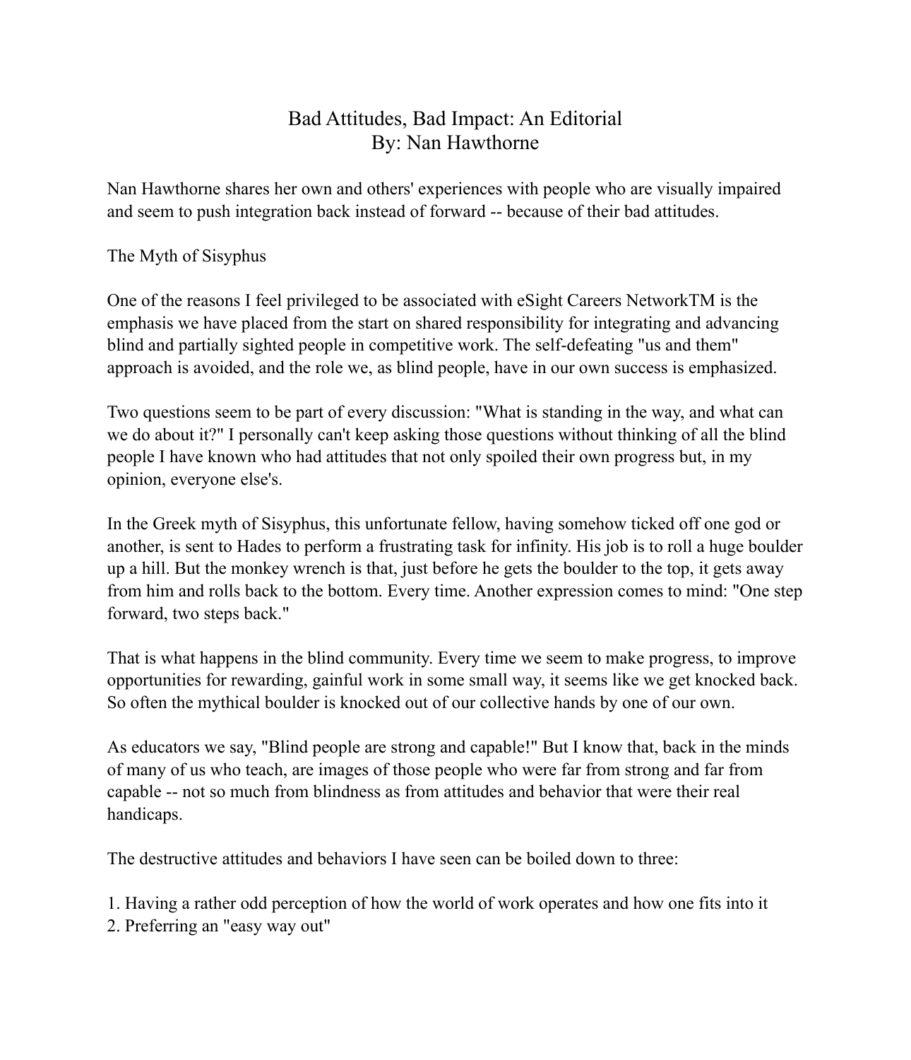# Bad Attitudes, Bad Impact: An Editorial
By: Nan Hawthorne

Nan Hawthorne shares her own and others' experiences with people who are visually impaired and seem to push integration back instead of forward -- because of their bad attitudes.

## The Myth of Sisyphus

One of the reasons I feel privileged to be associated with eSight Careers NetworkTM is the emphasis we have placed from the start on shared responsibility for integrating and advancing blind and partially sighted people in competitive work. The self-defeating "us and them" approach is avoided, and the role we, as blind people, have in our own success is emphasized.

Two questions seem to be part of every discussion: "What is standing in the way, and what can we do about it?" I personally can't keep asking those questions without thinking of all the blind people I have known who had attitudes that not only spoiled their own progress but, in my opinion, everyone else's.

In the Greek myth of Sisyphus, this unfortunate fellow, having somehow ticked off one god or another, is sent to Hades to perform a frustrating task for infinity. His job is to roll a huge boulder up a hill. But the monkey wrench is that, just before he gets the boulder to the top, it gets away from him and rolls back to the bottom. Every time. Another expression comes to mind: "One step forward, two steps back."

That is what happens in the blind community. Every time we seem to make progress, to improve opportunities for rewarding, gainful work in some small way, it seems like we get knocked back. So often the mythical boulder is knocked out of our collective hands by one of our own.

As educators we say, "Blind people are strong and capable!" But I know that, back in the minds of many of us who teach, are images of those people who were far from strong and far from capable -- not so much from blindness as from attitudes and behavior that were their real handicaps.

The destructive attitudes and behaviors I have seen can be boiled down to three:

1. Having a rather odd perception of how the world of work operates and how one fits into it
2. Preferring an "easy way out"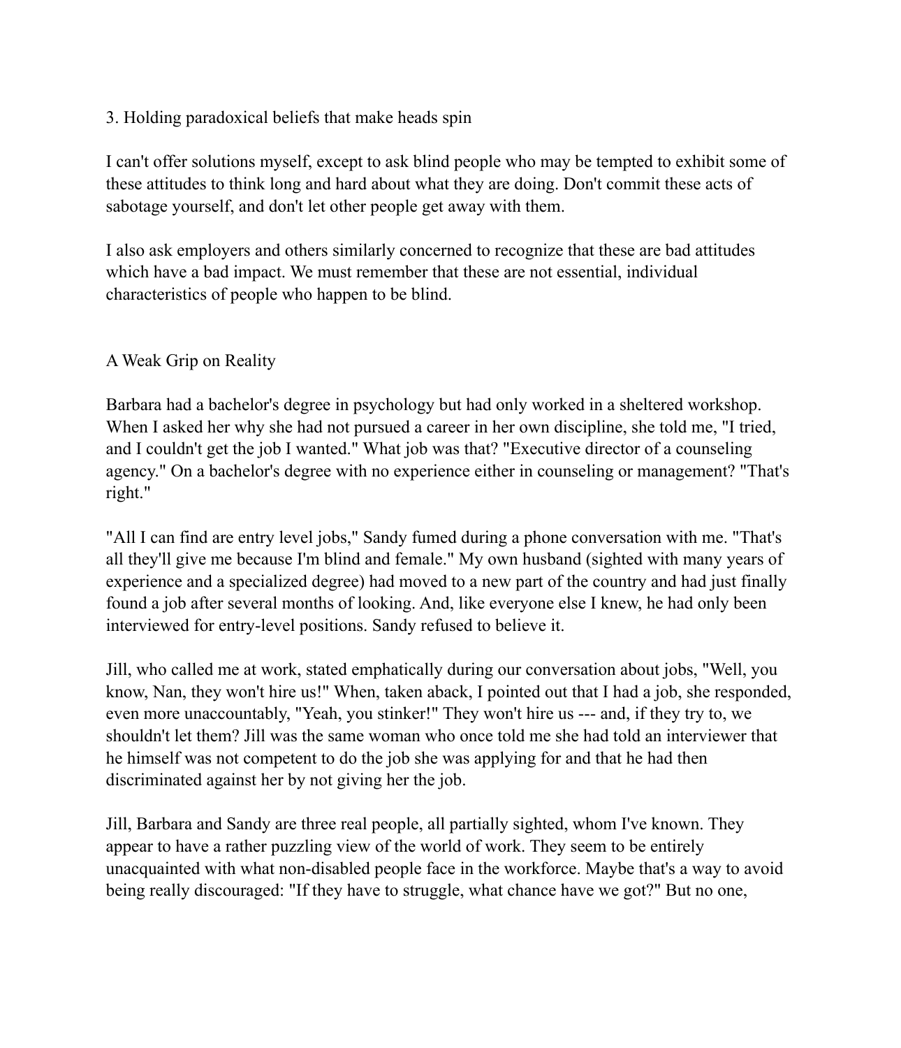3. Holding paradoxical beliefs that make heads spin

I can't offer solutions myself, except to ask blind people who may be tempted to exhibit some of these attitudes to think long and hard about what they are doing. Don't commit these acts of sabotage yourself, and don't let other people get away with them.

I also ask employers and others similarly concerned to recognize that these are bad attitudes which have a bad impact. We must remember that these are not essential, individual characteristics of people who happen to be blind.

## A Weak Grip on Reality

Barbara had a bachelor's degree in psychology but had only worked in a sheltered workshop. When I asked her why she had not pursued a career in her own discipline, she told me, "I tried, and I couldn't get the job I wanted." What job was that? "Executive director of a counseling agency." On a bachelor's degree with no experience either in counseling or management? "That's right."

"All I can find are entry level jobs," Sandy fumed during a phone conversation with me. "That's all they'll give me because I'm blind and female." My own husband (sighted with many years of experience and a specialized degree) had moved to a new part of the country and had just finally found a job after several months of looking. And, like everyone else I knew, he had only been interviewed for entry-level positions. Sandy refused to believe it.

Jill, who called me at work, stated emphatically during our conversation about jobs, "Well, you know, Nan, they won't hire us!" When, taken aback, I pointed out that I had a job, she responded, even more unaccountably, "Yeah, you stinker!" They won't hire us --- and, if they try to, we shouldn't let them? Jill was the same woman who once told me she had told an interviewer that he himself was not competent to do the job she was applying for and that he had then discriminated against her by not giving her the job.

Jill, Barbara and Sandy are three real people, all partially sighted, whom I've known. They appear to have a rather puzzling view of the world of work. They seem to be entirely unacquainted with what non-disabled people face in the workforce. Maybe that's a way to avoid being really discouraged: "If they have to struggle, what chance have we got?" But no one,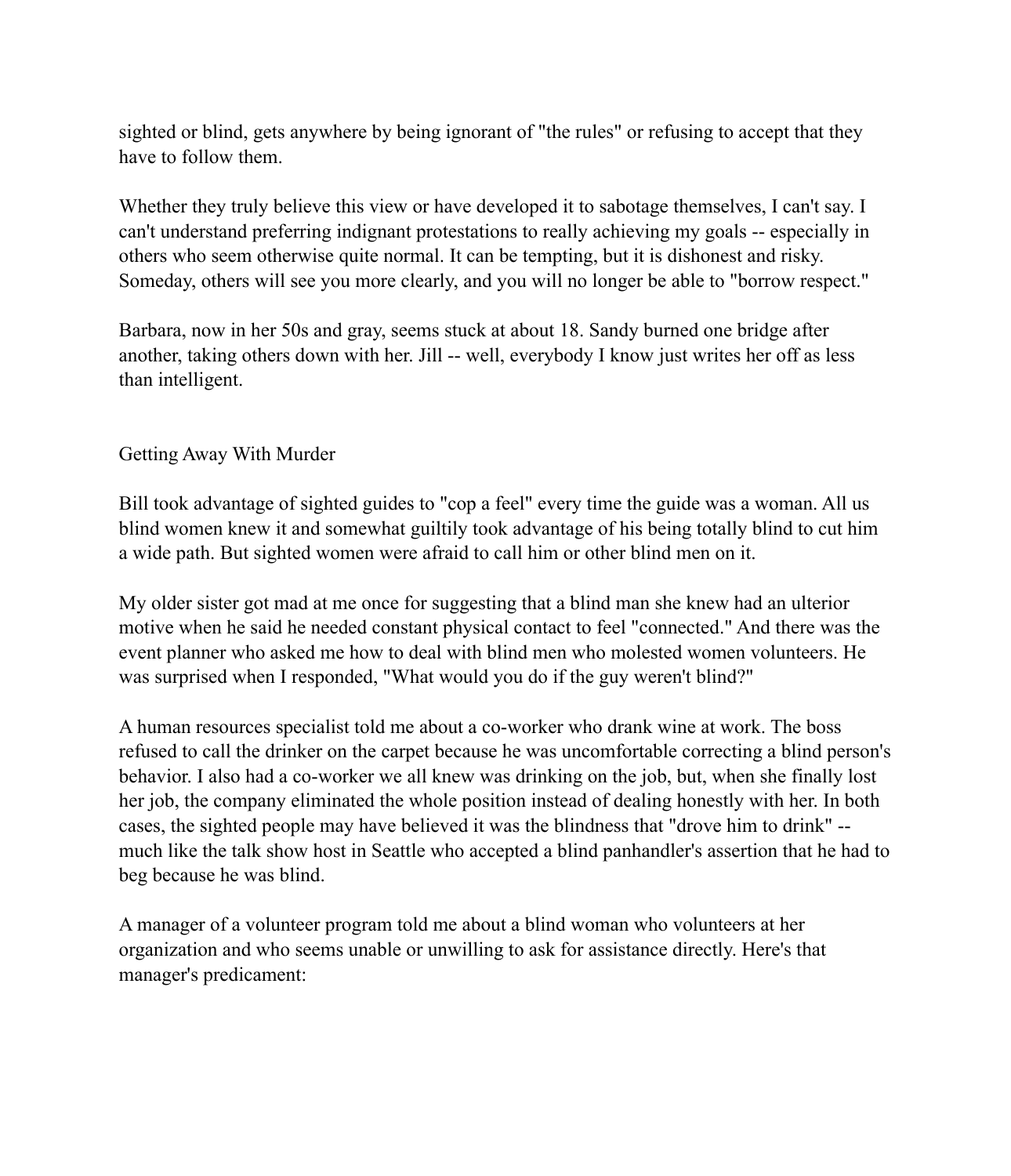sighted or blind, gets anywhere by being ignorant of "the rules" or refusing to accept that they have to follow them.

Whether they truly believe this view or have developed it to sabotage themselves, I can't say. I can't understand preferring indignant protestations to really achieving my goals -- especially in others who seem otherwise quite normal. It can be tempting, but it is dishonest and risky. Someday, others will see you more clearly, and you will no longer be able to "borrow respect."

Barbara, now in her 50s and gray, seems stuck at about 18. Sandy burned one bridge after another, taking others down with her. Jill -- well, everybody I know just writes her off as less than intelligent.

## Getting Away With Murder

Bill took advantage of sighted guides to "cop a feel" every time the guide was a woman. All us blind women knew it and somewhat guiltily took advantage of his being totally blind to cut him a wide path. But sighted women were afraid to call him or other blind men on it.

My older sister got mad at me once for suggesting that a blind man she knew had an ulterior motive when he said he needed constant physical contact to feel "connected." And there was the event planner who asked me how to deal with blind men who molested women volunteers. He was surprised when I responded, "What would you do if the guy weren't blind?"

A human resources specialist told me about a co-worker who drank wine at work. The boss refused to call the drinker on the carpet because he was uncomfortable correcting a blind person's behavior. I also had a co-worker we all knew was drinking on the job, but, when she finally lost her job, the company eliminated the whole position instead of dealing honestly with her. In both cases, the sighted people may have believed it was the blindness that "drove him to drink" -- much like the talk show host in Seattle who accepted a blind panhandler's assertion that he had to beg because he was blind.

A manager of a volunteer program told me about a blind woman who volunteers at her organization and who seems unable or unwilling to ask for assistance directly. Here's that manager's predicament: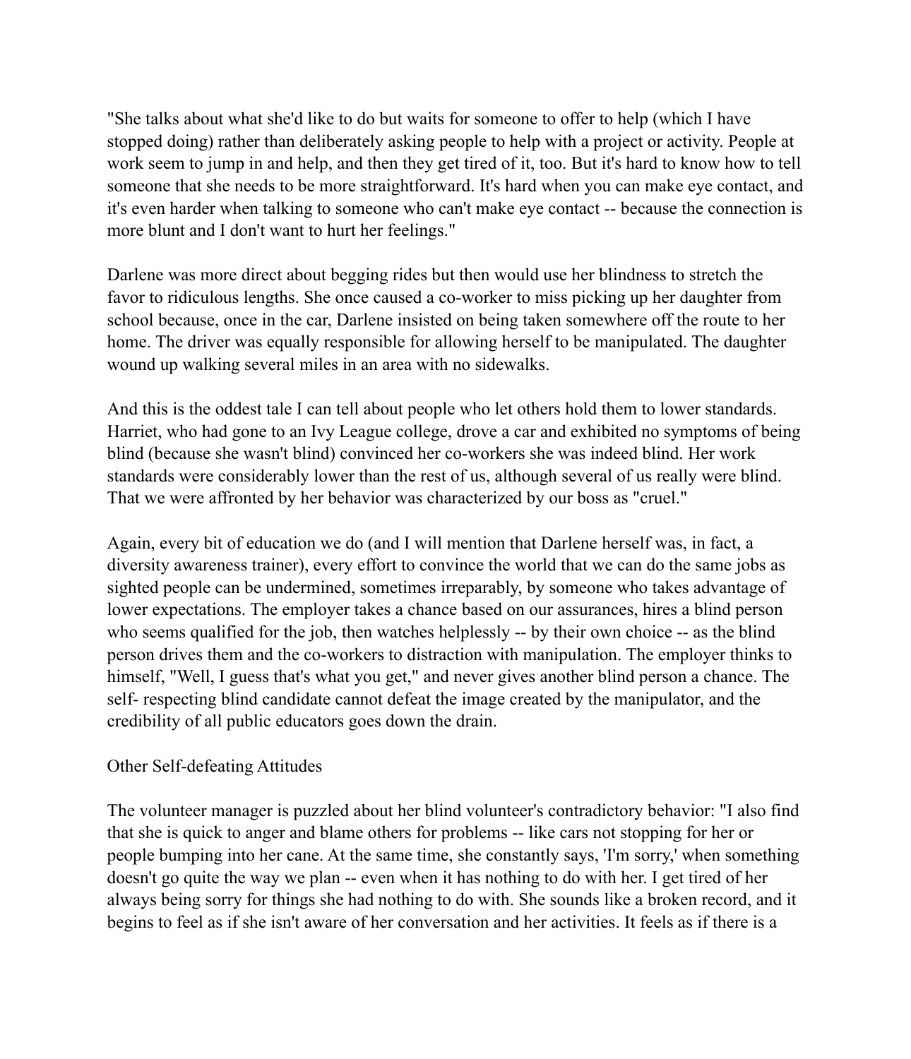"She talks about what she'd like to do but waits for someone to offer to help (which I have stopped doing) rather than deliberately asking people to help with a project or activity. People at work seem to jump in and help, and then they get tired of it, too. But it's hard to know how to tell someone that she needs to be more straightforward. It's hard when you can make eye contact, and it's even harder when talking to someone who can't make eye contact -- because the connection is more blunt and I don't want to hurt her feelings."

Darlene was more direct about begging rides but then would use her blindness to stretch the favor to ridiculous lengths. She once caused a co-worker to miss picking up her daughter from school because, once in the car, Darlene insisted on being taken somewhere off the route to her home. The driver was equally responsible for allowing herself to be manipulated. The daughter wound up walking several miles in an area with no sidewalks.

And this is the oddest tale I can tell about people who let others hold them to lower standards. Harriet, who had gone to an Ivy League college, drove a car and exhibited no symptoms of being blind (because she wasn't blind) convinced her co-workers she was indeed blind. Her work standards were considerably lower than the rest of us, although several of us really were blind. That we were affronted by her behavior was characterized by our boss as "cruel."

Again, every bit of education we do (and I will mention that Darlene herself was, in fact, a diversity awareness trainer), every effort to convince the world that we can do the same jobs as sighted people can be undermined, sometimes irreparably, by someone who takes advantage of lower expectations. The employer takes a chance based on our assurances, hires a blind person who seems qualified for the job, then watches helplessly -- by their own choice -- as the blind person drives them and the co-workers to distraction with manipulation. The employer thinks to himself, "Well, I guess that's what you get," and never gives another blind person a chance. The self- respecting blind candidate cannot defeat the image created by the manipulator, and the credibility of all public educators goes down the drain.

## Other Self-defeating Attitudes

The volunteer manager is puzzled about her blind volunteer's contradictory behavior: "I also find that she is quick to anger and blame others for problems -- like cars not stopping for her or people bumping into her cane. At the same time, she constantly says, 'I'm sorry,' when something doesn't go quite the way we plan -- even when it has nothing to do with her. I get tired of her always being sorry for things she had nothing to do with. She sounds like a broken record, and it begins to feel as if she isn't aware of her conversation and her activities. It feels as if there is a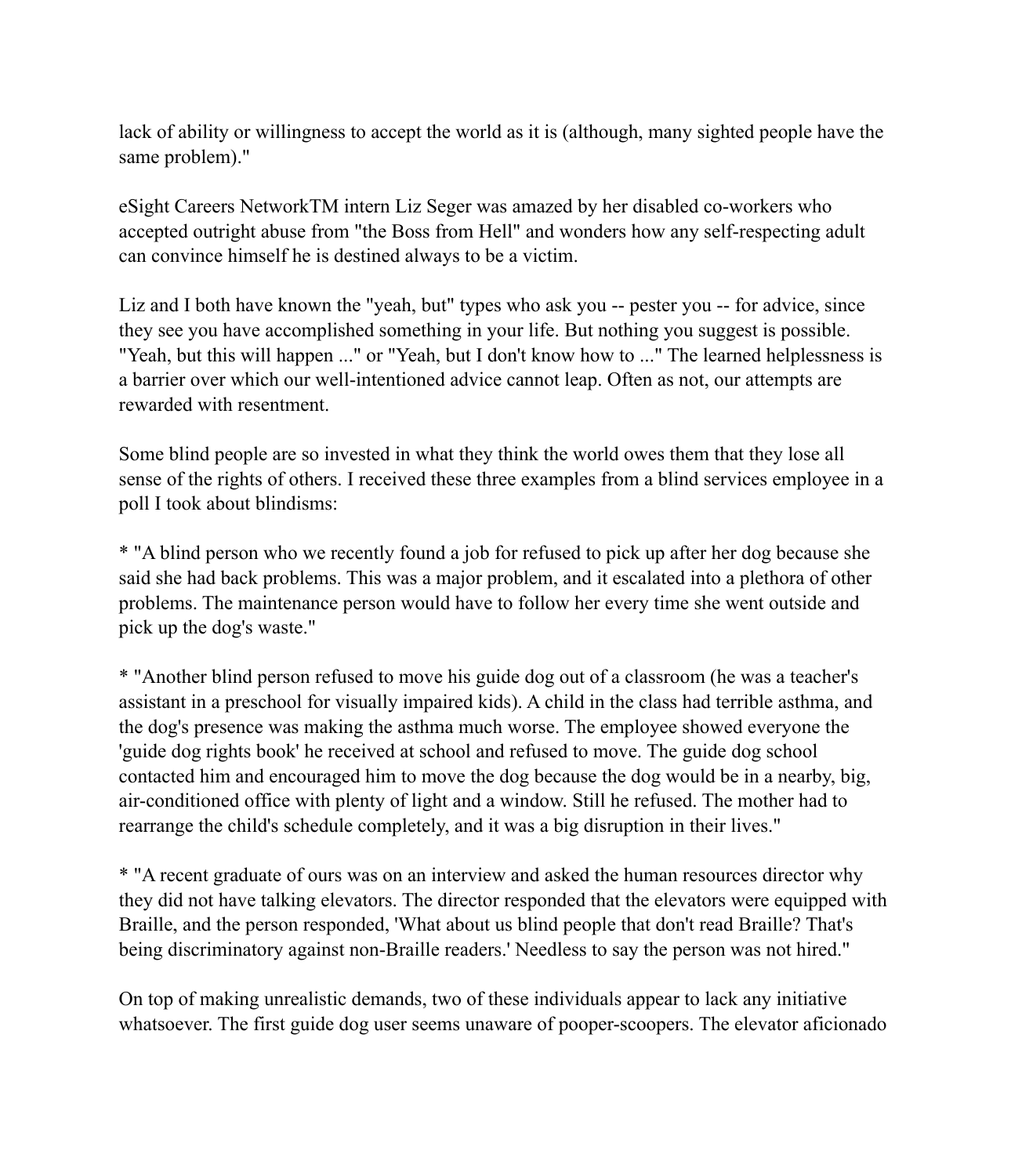lack of ability or willingness to accept the world as it is (although, many sighted people have the same problem)."

eSight Careers NetworkTM intern Liz Seger was amazed by her disabled co-workers who accepted outright abuse from "the Boss from Hell" and wonders how any self-respecting adult can convince himself he is destined always to be a victim.

Liz and I both have known the "yeah, but" types who ask you -- pester you -- for advice, since they see you have accomplished something in your life. But nothing you suggest is possible. "Yeah, but this will happen ..." or "Yeah, but I don't know how to ..." The learned helplessness is a barrier over which our well-intentioned advice cannot leap. Often as not, our attempts are rewarded with resentment.

Some blind people are so invested in what they think the world owes them that they lose all sense of the rights of others. I received these three examples from a blind services employee in a poll I took about blindisms:

* "A blind person who we recently found a job for refused to pick up after her dog because she said she had back problems. This was a major problem, and it escalated into a plethora of other problems. The maintenance person would have to follow her every time she went outside and pick up the dog's waste."

* "Another blind person refused to move his guide dog out of a classroom (he was a teacher's assistant in a preschool for visually impaired kids). A child in the class had terrible asthma, and the dog's presence was making the asthma much worse. The employee showed everyone the 'guide dog rights book' he received at school and refused to move. The guide dog school contacted him and encouraged him to move the dog because the dog would be in a nearby, big, air-conditioned office with plenty of light and a window. Still he refused. The mother had to rearrange the child's schedule completely, and it was a big disruption in their lives."

* "A recent graduate of ours was on an interview and asked the human resources director why they did not have talking elevators. The director responded that the elevators were equipped with Braille, and the person responded, 'What about us blind people that don't read Braille? That's being discriminatory against non-Braille readers.' Needless to say the person was not hired."

On top of making unrealistic demands, two of these individuals appear to lack any initiative whatsoever. The first guide dog user seems unaware of pooper-scoopers. The elevator aficionado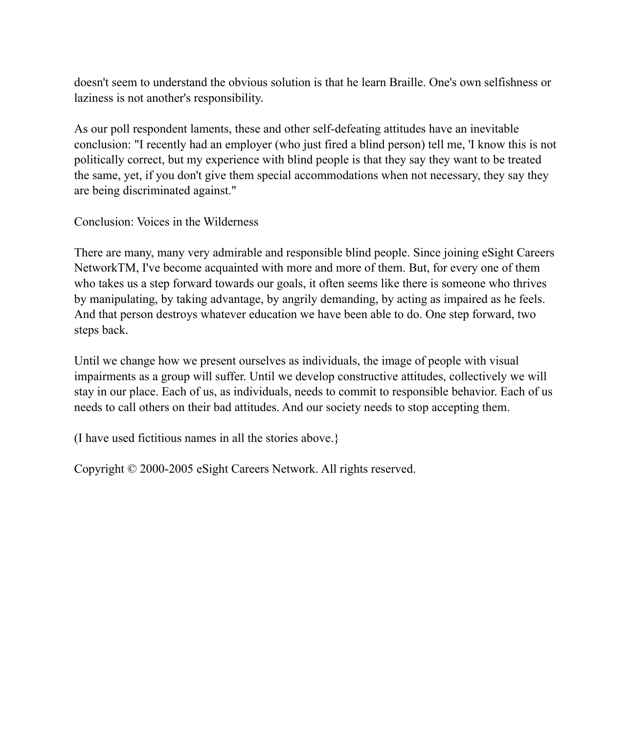doesn't seem to understand the obvious solution is that he learn Braille. One's own selfishness or laziness is not another's responsibility.

As our poll respondent laments, these and other self-defeating attitudes have an inevitable conclusion: "I recently had an employer (who just fired a blind person) tell me, 'I know this is not politically correct, but my experience with blind people is that they say they want to be treated the same, yet, if you don't give them special accommodations when not necessary, they say they are being discriminated against."

## Conclusion: Voices in the Wilderness

There are many, many very admirable and responsible blind people. Since joining eSight Careers NetworkTM, I've become acquainted with more and more of them. But, for every one of them who takes us a step forward towards our goals, it often seems like there is someone who thrives by manipulating, by taking advantage, by angrily demanding, by acting as impaired as he feels. And that person destroys whatever education we have been able to do. One step forward, two steps back.

Until we change how we present ourselves as individuals, the image of people with visual impairments as a group will suffer. Until we develop constructive attitudes, collectively we will stay in our place. Each of us, as individuals, needs to commit to responsible behavior. Each of us needs to call others on their bad attitudes. And our society needs to stop accepting them.

(I have used fictitious names in all the stories above.}

Copyright © 2000-2005 eSight Careers Network. All rights reserved.